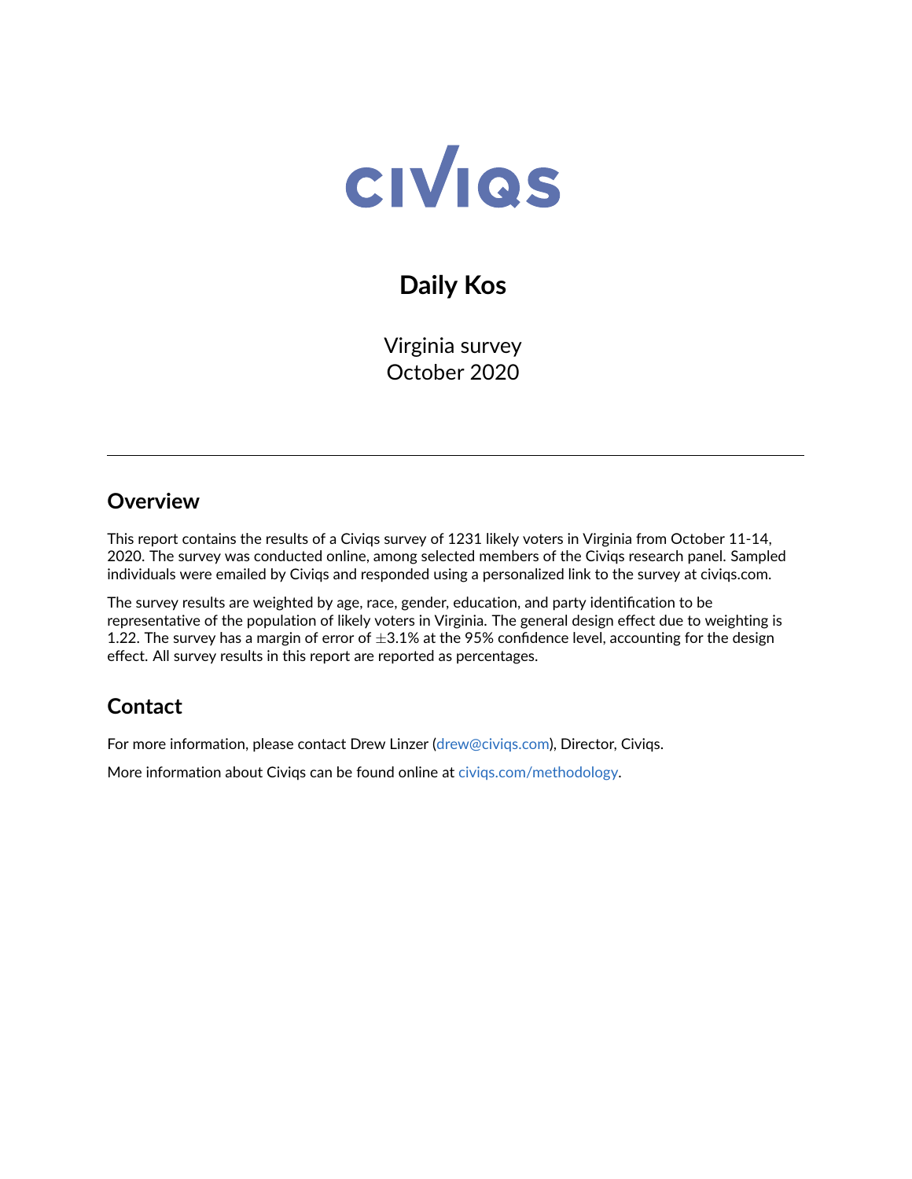# CIVIQS

## Daily Kos

Virginia survey
October 2020

---

## Overview

This report contains the results of a Civiqs survey of 1231 likely voters in Virginia from October 11-14, 2020. The survey was conducted online, among selected members of the Civiqs research panel. Sampled individuals were emailed by Civiqs and responded using a personalized link to the survey at civiqs.com.

The survey results are weighted by age, race, gender, education, and party identification to be representative of the population of likely voters in Virginia. The general design effect due to weighting is 1.22. The survey has a margin of error of $\pm$3.1% at the 95% confidence level, accounting for the design effect. All survey results in this report are reported as percentages.

## Contact

For more information, please contact Drew Linzer (drew@civiqs.com), Director, Civiqs.

More information about Civiqs can be found online at civiqs.com/methodology.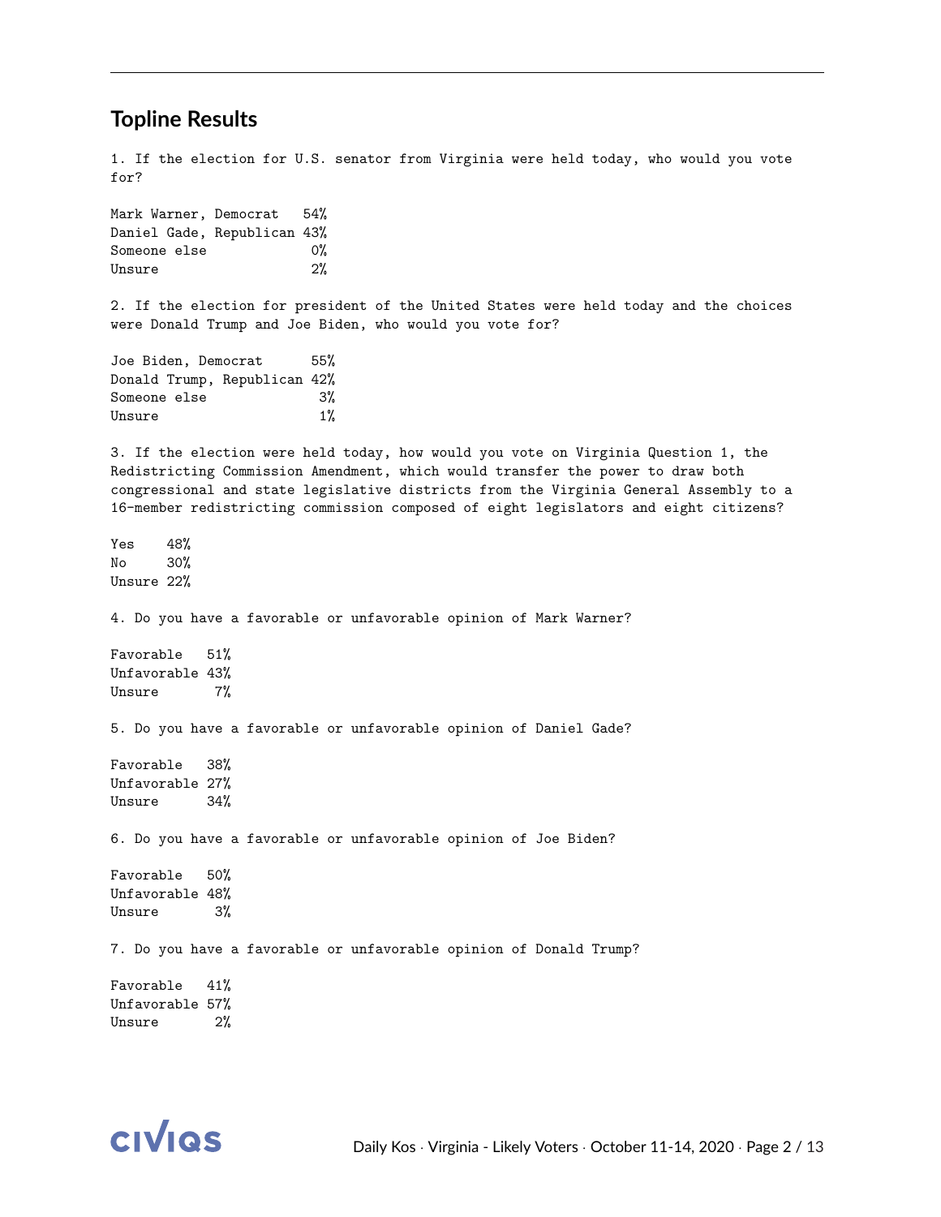## Topline Results

1. If the election for U.S. senator from Virginia were held today, who would you vote for?

| | |
|---|---|
| Mark Warner, Democrat | 54% |
| Daniel Gade, Republican | 43% |
| Someone else | 0% |
| Unsure | 2% |

2. If the election for president of the United States were held today and the choices were Donald Trump and Joe Biden, who would you vote for?

| | |
|---|---|
| Joe Biden, Democrat | 55% |
| Donald Trump, Republican | 42% |
| Someone else | 3% |
| Unsure | 1% |

3. If the election were held today, how would you vote on Virginia Question 1, the Redistricting Commission Amendment, which would transfer the power to draw both congressional and state legislative districts from the Virginia General Assembly to a 16-member redistricting commission composed of eight legislators and eight citizens?

| | |
|---|---|
| Yes | 48% |
| No | 30% |
| Unsure | 22% |

4. Do you have a favorable or unfavorable opinion of Mark Warner?

| | |
|---|---|
| Favorable | 51% |
| Unfavorable | 43% |
| Unsure | 7% |

5. Do you have a favorable or unfavorable opinion of Daniel Gade?

| | |
|---|---|
| Favorable | 38% |
| Unfavorable | 27% |
| Unsure | 34% |

6. Do you have a favorable or unfavorable opinion of Joe Biden?

| | |
|---|---|
| Favorable | 50% |
| Unfavorable | 48% |
| Unsure | 3% |

7. Do you have a favorable or unfavorable opinion of Donald Trump?

| | |
|---|---|
| Favorable | 41% |
| Unfavorable | 57% |
| Unsure | 2% |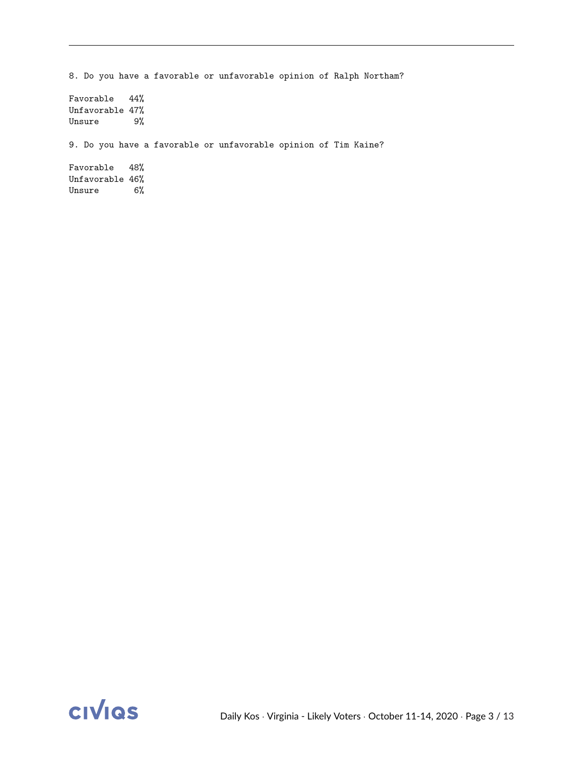8. Do you have a favorable or unfavorable opinion of Ralph Northam?

| | |
|---|---|
| Favorable | 44% |
| Unfavorable | 47% |
| Unsure | 9% |

9. Do you have a favorable or unfavorable opinion of Tim Kaine?

| | |
|---|---|
| Favorable | 48% |
| Unfavorable | 46% |
| Unsure | 6% |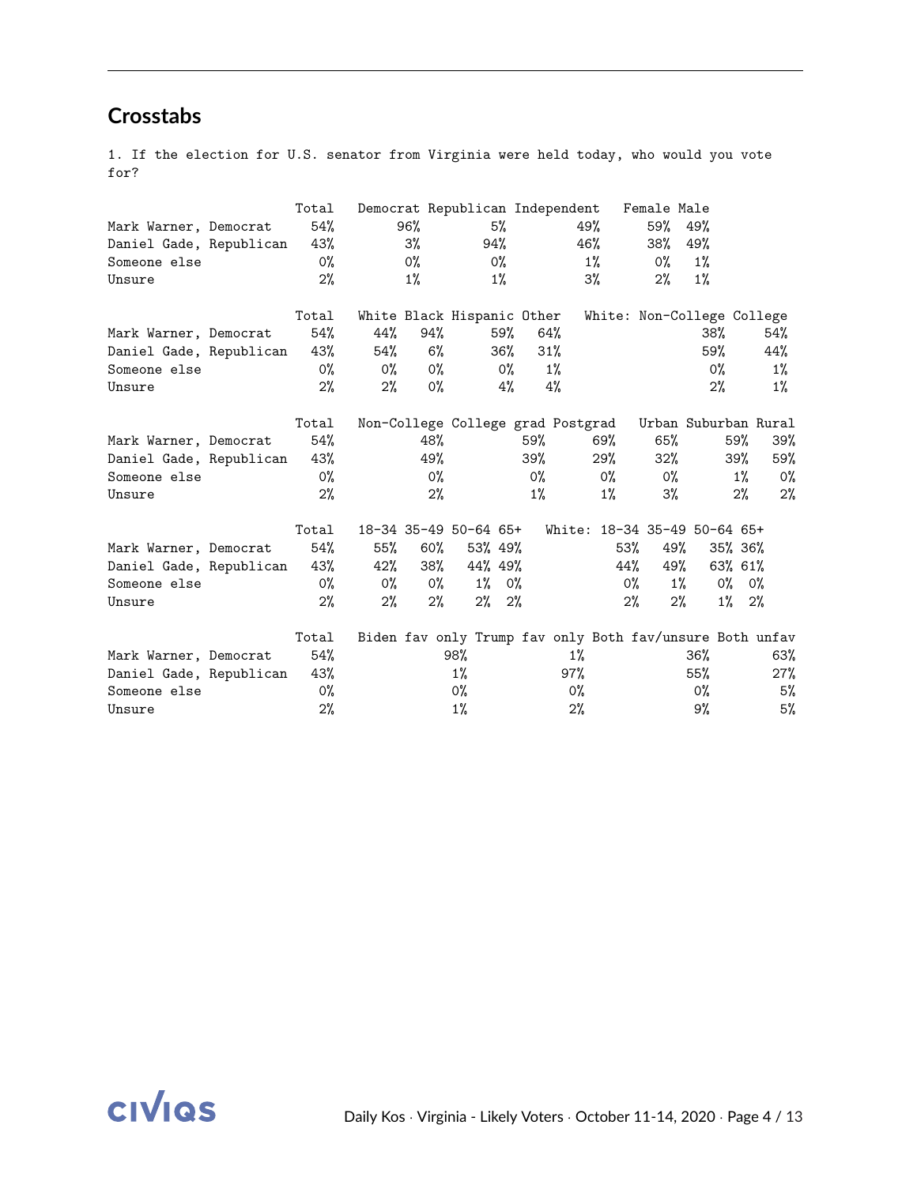## Crosstabs

1. If the election for U.S. senator from Virginia were held today, who would you vote for?

| | Total | Democrat | Republican | Independent | Female | Male |
|---|---|---|---|---|---|---|
| Mark Warner, Democrat | 54% | 96% | 5% | 49% | 59% | 49% |
| Daniel Gade, Republican | 43% | 3% | 94% | 46% | 38% | 49% |
| Someone else | 0% | 0% | 0% | 1% | 0% | 1% |
| Unsure | 2% | 1% | 1% | 3% | 2% | 1% |

| | Total | White | Black | Hispanic | Other | White: Non-College | College |
|---|---|---|---|---|---|---|---|
| Mark Warner, Democrat | 54% | 44% | 94% | 59% | 64% | 38% | 54% |
| Daniel Gade, Republican | 43% | 54% | 6% | 36% | 31% | 59% | 44% |
| Someone else | 0% | 0% | 0% | 0% | 1% | 0% | 1% |
| Unsure | 2% | 2% | 0% | 4% | 4% | 2% | 1% |

| | Total | Non-College | College grad | Postgrad | Urban | Suburban | Rural |
|---|---|---|---|---|---|---|---|
| Mark Warner, Democrat | 54% | 48% | 59% | 69% | 65% | 59% | 39% |
| Daniel Gade, Republican | 43% | 49% | 39% | 29% | 32% | 39% | 59% |
| Someone else | 0% | 0% | 0% | 0% | 0% | 1% | 0% |
| Unsure | 2% | 2% | 1% | 1% | 3% | 2% | 2% |

| | Total | 18-34 | 35-49 | 50-64 | 65+ | White: 18-34 | 35-49 | 50-64 | 65+ |
|---|---|---|---|---|---|---|---|---|---|
| Mark Warner, Democrat | 54% | 55% | 60% | 53% | 49% | 53% | 49% | 35% | 36% |
| Daniel Gade, Republican | 43% | 42% | 38% | 44% | 49% | 44% | 49% | 63% | 61% |
| Someone else | 0% | 0% | 0% | 1% | 0% | 0% | 1% | 0% | 0% |
| Unsure | 2% | 2% | 2% | 2% | 2% | 2% | 2% | 1% | 2% |

| | Total | Biden fav only | Trump fav only | Both fav/unsure | Both unfav |
|---|---|---|---|---|---|
| Mark Warner, Democrat | 54% | 98% | 1% | 36% | 63% |
| Daniel Gade, Republican | 43% | 1% | 97% | 55% | 27% |
| Someone else | 0% | 0% | 0% | 0% | 5% |
| Unsure | 2% | 1% | 2% | 9% | 5% |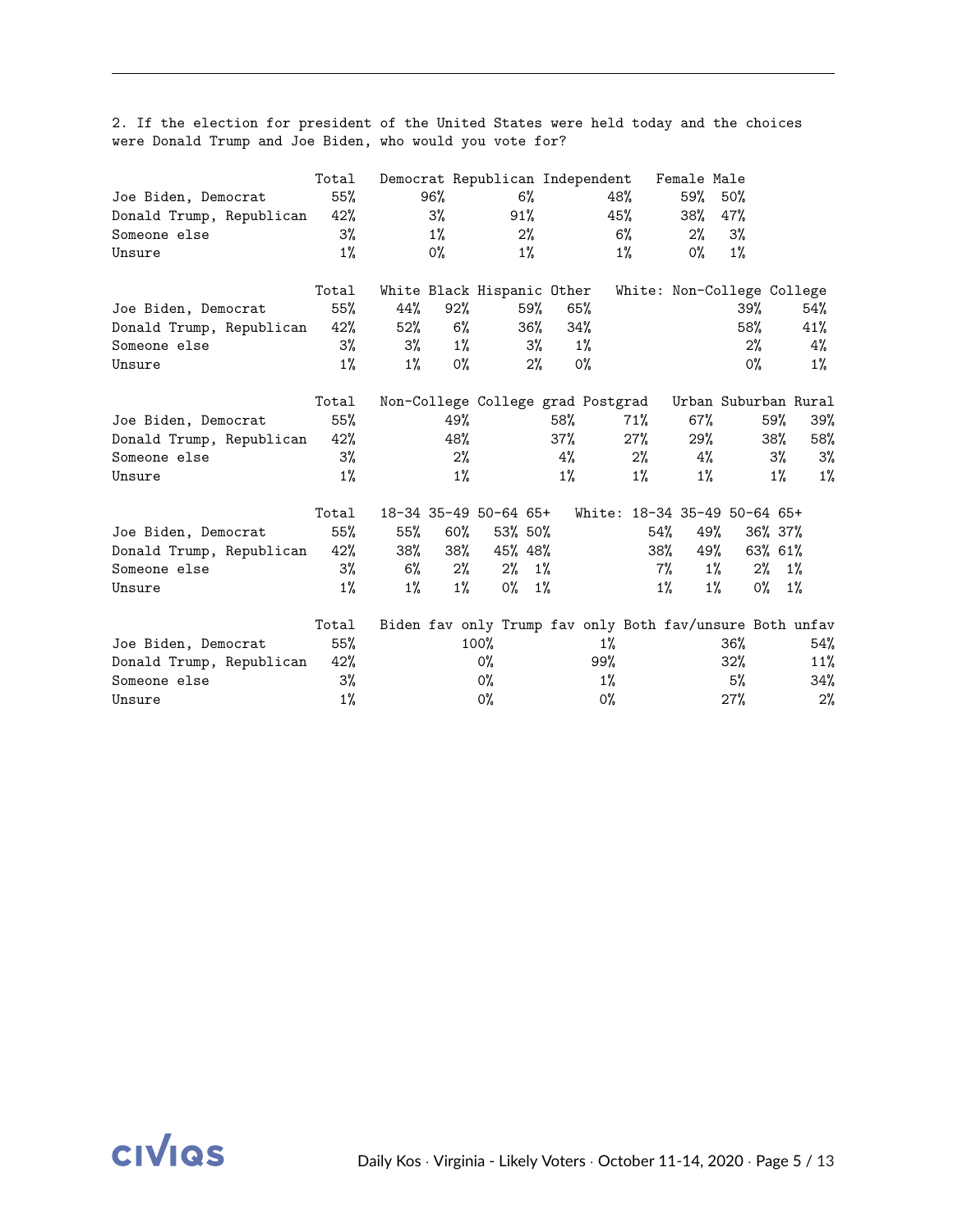2. If the election for president of the United States were held today and the choices were Donald Trump and Joe Biden, who would you vote for?

| | Total | Democrat | Republican | Independent | Female | Male |
|---|---|---|---|---|---|---|
| Joe Biden, Democrat | 55% | 96% | 6% | 48% | 59% | 50% |
| Donald Trump, Republican | 42% | 3% | 91% | 45% | 38% | 47% |
| Someone else | 3% | 1% | 2% | 6% | 2% | 3% |
| Unsure | 1% | 0% | 1% | 1% | 0% | 1% |

| | Total | White | Black | Hispanic | Other | White: Non-College | College |
|---|---|---|---|---|---|---|---|
| Joe Biden, Democrat | 55% | 44% | 92% | 59% | 65% | 39% | 54% |
| Donald Trump, Republican | 42% | 52% | 6% | 36% | 34% | 58% | 41% |
| Someone else | 3% | 3% | 1% | 3% | 1% | 2% | 4% |
| Unsure | 1% | 1% | 0% | 2% | 0% | 0% | 1% |

| | Total | Non-College | College grad | Postgrad | Urban | Suburban | Rural |
|---|---|---|---|---|---|---|---|
| Joe Biden, Democrat | 55% | 49% | 58% | 71% | 67% | 59% | 39% |
| Donald Trump, Republican | 42% | 48% | 37% | 27% | 29% | 38% | 58% |
| Someone else | 3% | 2% | 4% | 2% | 4% | 3% | 3% |
| Unsure | 1% | 1% | 1% | 1% | 1% | 1% | 1% |

| | Total | 18-34 | 35-49 | 50-64 | 65+ | White: 18-34 | 35-49 | 50-64 | 65+ |
|---|---|---|---|---|---|---|---|---|---|
| Joe Biden, Democrat | 55% | 55% | 60% | 53% | 50% | 54% | 49% | 36% | 37% |
| Donald Trump, Republican | 42% | 38% | 38% | 45% | 48% | 38% | 49% | 63% | 61% |
| Someone else | 3% | 6% | 2% | 2% | 1% | 7% | 1% | 2% | 1% |
| Unsure | 1% | 1% | 1% | 0% | 1% | 1% | 1% | 0% | 1% |

| | Total | Biden fav only | Trump fav only | Both fav/unsure | Both unfav |
|---|---|---|---|---|---|
| Joe Biden, Democrat | 55% | 100% | 1% | 36% | 54% |
| Donald Trump, Republican | 42% | 0% | 99% | 32% | 11% |
| Someone else | 3% | 0% | 1% | 5% | 34% |
| Unsure | 1% | 0% | 0% | 27% | 2% |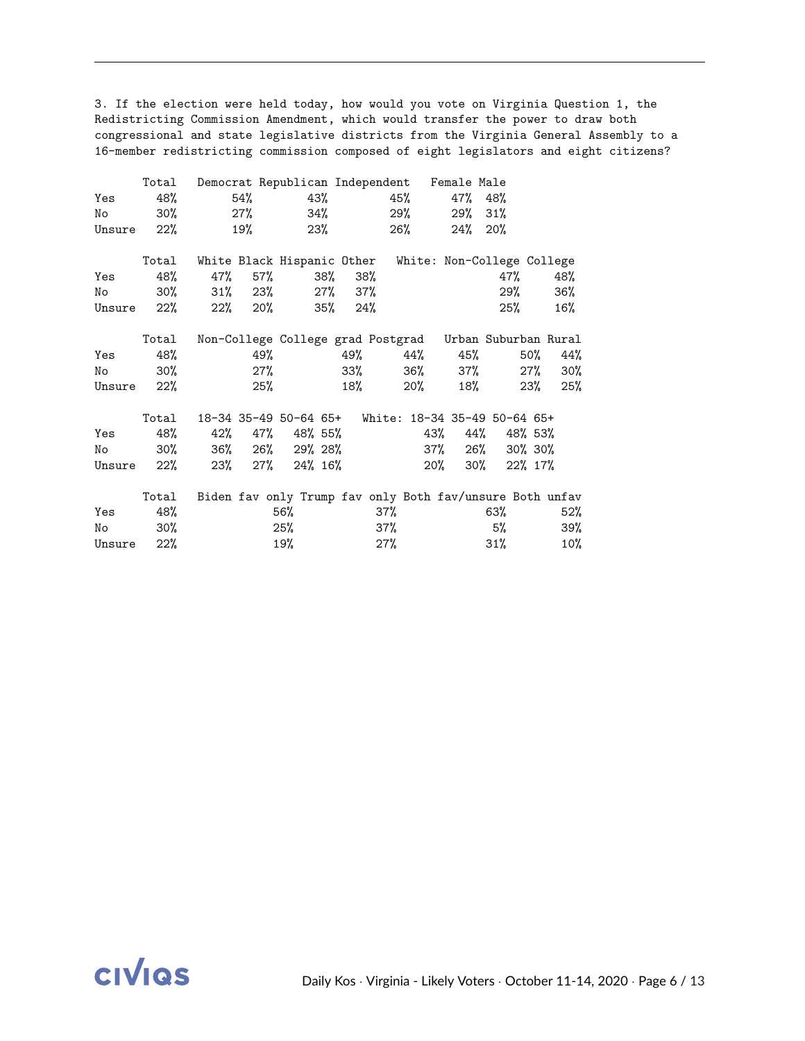3. If the election were held today, how would you vote on Virginia Question 1, the Redistricting Commission Amendment, which would transfer the power to draw both congressional and state legislative districts from the Virginia General Assembly to a 16-member redistricting commission composed of eight legislators and eight citizens?

| | Total | Democrat | Republican | Independent | Female | Male |
|---|---|---|---|---|---|---|
| Yes | 48% | 54% | 43% | 45% | 47% | 48% |
| No | 30% | 27% | 34% | 29% | 29% | 31% |
| Unsure | 22% | 19% | 23% | 26% | 24% | 20% |

| | Total | White | Black | Hispanic | Other | White: Non-College | College |
|---|---|---|---|---|---|---|---|
| Yes | 48% | 47% | 57% | 38% | 38% | 47% | 48% |
| No | 30% | 31% | 23% | 27% | 37% | 29% | 36% |
| Unsure | 22% | 22% | 20% | 35% | 24% | 25% | 16% |

| | Total | Non-College | College grad | Postgrad | Urban | Suburban | Rural |
|---|---|---|---|---|---|---|---|
| Yes | 48% | 49% | 49% | 44% | 45% | 50% | 44% |
| No | 30% | 27% | 33% | 36% | 37% | 27% | 30% |
| Unsure | 22% | 25% | 18% | 20% | 18% | 23% | 25% |

| | Total | 18-34 | 35-49 | 50-64 | 65+ | White: 18-34 | 35-49 | 50-64 | 65+ |
|---|---|---|---|---|---|---|---|---|---|
| Yes | 48% | 42% | 47% | 48% | 55% | 43% | 44% | 48% | 53% |
| No | 30% | 36% | 26% | 29% | 28% | 37% | 26% | 30% | 30% |
| Unsure | 22% | 23% | 27% | 24% | 16% | 20% | 30% | 22% | 17% |

| | Total | Biden fav only | Trump fav only | Both fav/unsure | Both unfav |
|---|---|---|---|---|---|
| Yes | 48% | 56% | 37% | 63% | 52% |
| No | 30% | 25% | 37% | 5% | 39% |
| Unsure | 22% | 19% | 27% | 31% | 10% |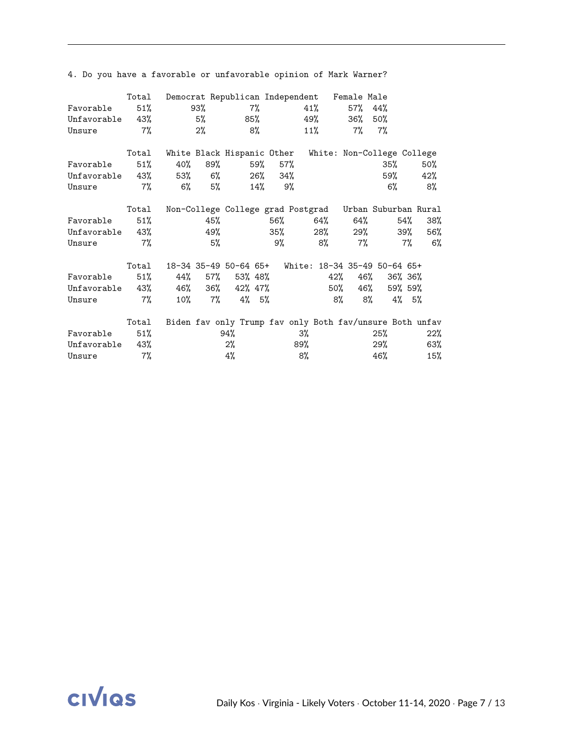4. Do you have a favorable or unfavorable opinion of Mark Warner?

| | Total | Democrat | Republican | Independent | Female | Male |
|---|---|---|---|---|---|---|
| Favorable | 51% | 93% | 7% | 41% | 57% | 44% |
| Unfavorable | 43% | 5% | 85% | 49% | 36% | 50% |
| Unsure | 7% | 2% | 8% | 11% | 7% | 7% |

| | Total | White | Black | Hispanic | Other | White: Non-College | College |
|---|---|---|---|---|---|---|---|
| Favorable | 51% | 40% | 89% | 59% | 57% | 35% | 50% |
| Unfavorable | 43% | 53% | 6% | 26% | 34% | 59% | 42% |
| Unsure | 7% | 6% | 5% | 14% | 9% | 6% | 8% |

| | Total | Non-College | College grad | Postgrad | Urban | Suburban | Rural |
|---|---|---|---|---|---|---|---|
| Favorable | 51% | 45% | 56% | 64% | 64% | 54% | 38% |
| Unfavorable | 43% | 49% | 35% | 28% | 29% | 39% | 56% |
| Unsure | 7% | 5% | 9% | 8% | 7% | 7% | 6% |

| | Total | 18-34 | 35-49 | 50-64 | 65+ | White: 18-34 | 35-49 | 50-64 | 65+ |
|---|---|---|---|---|---|---|---|---|---|
| Favorable | 51% | 44% | 57% | 53% | 48% | 42% | 46% | 36% | 36% |
| Unfavorable | 43% | 46% | 36% | 42% | 47% | 50% | 46% | 59% | 59% |
| Unsure | 7% | 10% | 7% | 4% | 5% | 8% | 8% | 4% | 5% |

| | Total | Biden fav only | Trump fav only | Both fav/unsure | Both unfav |
|---|---|---|---|---|---|
| Favorable | 51% | 94% | 3% | 25% | 22% |
| Unfavorable | 43% | 2% | 89% | 29% | 63% |
| Unsure | 7% | 4% | 8% | 46% | 15% |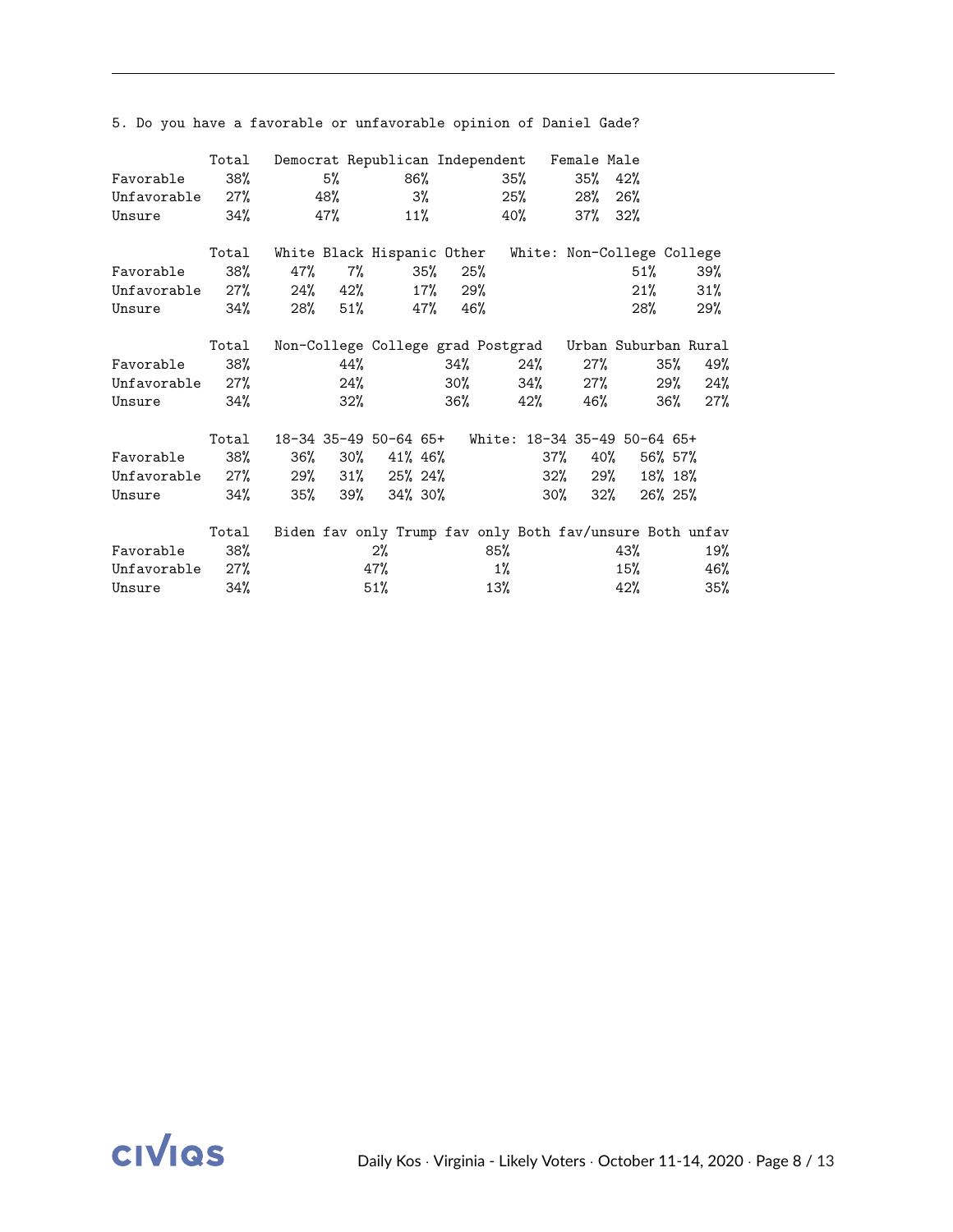5. Do you have a favorable or unfavorable opinion of Daniel Gade?

| | Total | Democrat | Republican | Independent | Female | Male |
|---|---|---|---|---|---|---|
| Favorable | 38% | 5% | 86% | 35% | 35% | 42% |
| Unfavorable | 27% | 48% | 3% | 25% | 28% | 26% |
| Unsure | 34% | 47% | 11% | 40% | 37% | 32% |

| | Total | White | Black | Hispanic | Other | White: Non-College | College |
|---|---|---|---|---|---|---|---|
| Favorable | 38% | 47% | 7% | 35% | 25% | 51% | 39% |
| Unfavorable | 27% | 24% | 42% | 17% | 29% | 21% | 31% |
| Unsure | 34% | 28% | 51% | 47% | 46% | 28% | 29% |

| | Total | Non-College | College grad | Postgrad | Urban | Suburban | Rural |
|---|---|---|---|---|---|---|---|
| Favorable | 38% | 44% | 34% | 24% | 27% | 35% | 49% |
| Unfavorable | 27% | 24% | 30% | 34% | 27% | 29% | 24% |
| Unsure | 34% | 32% | 36% | 42% | 46% | 36% | 27% |

| | Total | 18-34 | 35-49 | 50-64 | 65+ | White: 18-34 | 35-49 | 50-64 | 65+ |
|---|---|---|---|---|---|---|---|---|---|
| Favorable | 38% | 36% | 30% | 41% | 46% | 37% | 40% | 56% | 57% |
| Unfavorable | 27% | 29% | 31% | 25% | 24% | 32% | 29% | 18% | 18% |
| Unsure | 34% | 35% | 39% | 34% | 30% | 30% | 32% | 26% | 25% |

| | Total | Biden fav only | Trump fav only | Both fav/unsure | Both unfav |
|---|---|---|---|---|---|
| Favorable | 38% | 2% | 85% | 43% | 19% |
| Unfavorable | 27% | 47% | 1% | 15% | 46% |
| Unsure | 34% | 51% | 13% | 42% | 35% |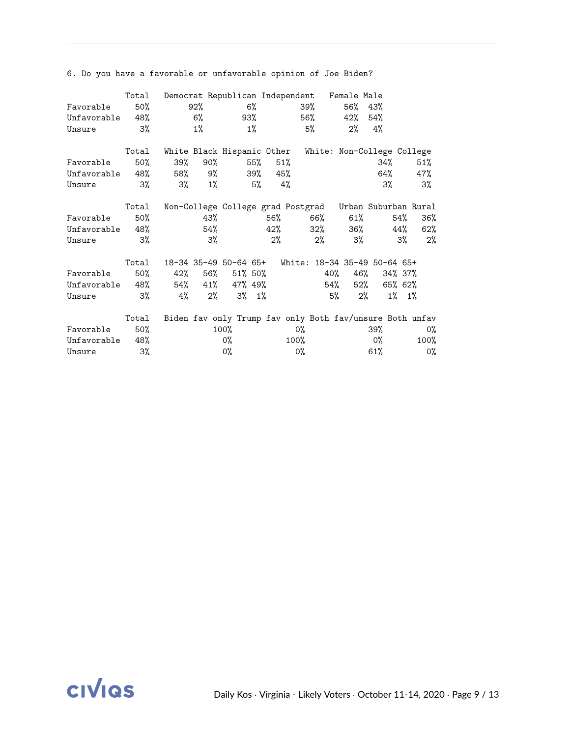6. Do you have a favorable or unfavorable opinion of Joe Biden?

| | Total | Democrat | Republican | Independent | Female | Male |
|---|---|---|---|---|---|---|
| Favorable | 50% | 92% | 6% | 39% | 56% | 43% |
| Unfavorable | 48% | 6% | 93% | 56% | 42% | 54% |
| Unsure | 3% | 1% | 1% | 5% | 2% | 4% |

| | Total | White | Black | Hispanic | Other | White: Non-College | College |
|---|---|---|---|---|---|---|---|
| Favorable | 50% | 39% | 90% | 55% | 51% | 34% | 51% |
| Unfavorable | 48% | 58% | 9% | 39% | 45% | 64% | 47% |
| Unsure | 3% | 3% | 1% | 5% | 4% | 3% | 3% |

| | Total | Non-College | College grad | Postgrad | Urban | Suburban | Rural |
|---|---|---|---|---|---|---|---|
| Favorable | 50% | 43% | 56% | 66% | 61% | 54% | 36% |
| Unfavorable | 48% | 54% | 42% | 32% | 36% | 44% | 62% |
| Unsure | 3% | 3% | 2% | 2% | 3% | 3% | 2% |

| | Total | 18-34 | 35-49 | 50-64 | 65+ | White: 18-34 | 35-49 | 50-64 | 65+ |
|---|---|---|---|---|---|---|---|---|---|
| Favorable | 50% | 42% | 56% | 51% | 50% | 40% | 46% | 34% | 37% |
| Unfavorable | 48% | 54% | 41% | 47% | 49% | 54% | 52% | 65% | 62% |
| Unsure | 3% | 4% | 2% | 3% | 1% | 5% | 2% | 1% | 1% |

| | Total | Biden fav only | Trump fav only | Both fav/unsure | Both unfav |
|---|---|---|---|---|---|
| Favorable | 50% | 100% | 0% | 39% | 0% |
| Unfavorable | 48% | 0% | 100% | 0% | 100% |
| Unsure | 3% | 0% | 0% | 61% | 0% |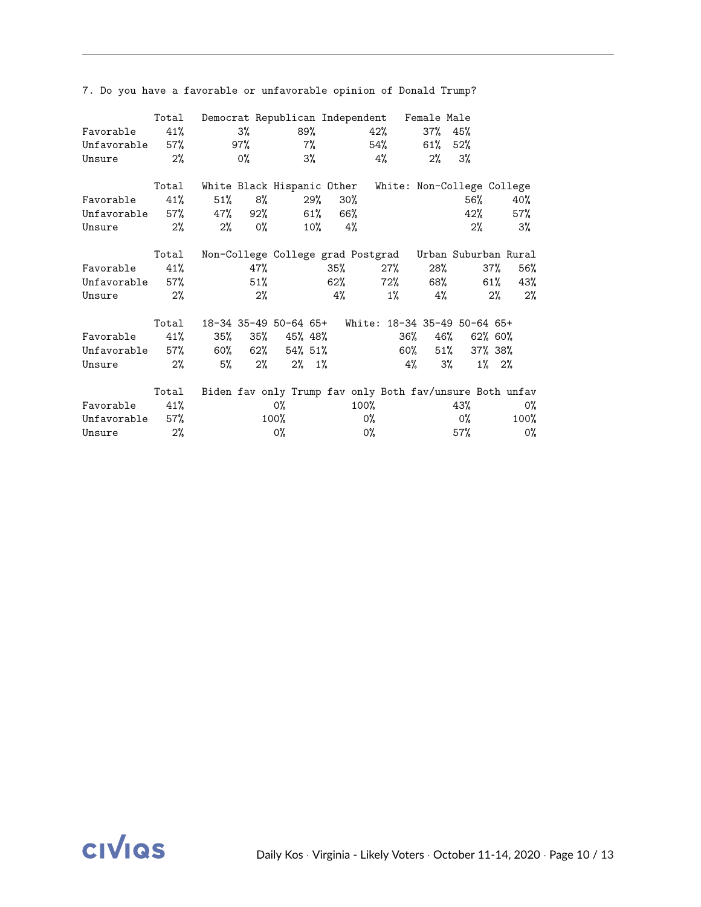7. Do you have a favorable or unfavorable opinion of Donald Trump?

| | Total | Democrat | Republican | Independent | Female | Male |
|---|---|---|---|---|---|---|
| Favorable | 41% | 3% | 89% | 42% | 37% | 45% |
| Unfavorable | 57% | 97% | 7% | 54% | 61% | 52% |
| Unsure | 2% | 0% | 3% | 4% | 2% | 3% |

| | Total | White | Black | Hispanic | Other | White: Non-College | College |
|---|---|---|---|---|---|---|---|
| Favorable | 41% | 51% | 8% | 29% | 30% | 56% | 40% |
| Unfavorable | 57% | 47% | 92% | 61% | 66% | 42% | 57% |
| Unsure | 2% | 2% | 0% | 10% | 4% | 2% | 3% |

| | Total | Non-College | College grad | Postgrad | Urban | Suburban | Rural |
|---|---|---|---|---|---|---|---|
| Favorable | 41% | 47% | 35% | 27% | 28% | 37% | 56% |
| Unfavorable | 57% | 51% | 62% | 72% | 68% | 61% | 43% |
| Unsure | 2% | 2% | 4% | 1% | 4% | 2% | 2% |

| | Total | 18-34 | 35-49 | 50-64 | 65+ | White: 18-34 | 35-49 | 50-64 | 65+ |
|---|---|---|---|---|---|---|---|---|---|
| Favorable | 41% | 35% | 35% | 45% | 48% | 36% | 46% | 62% | 60% |
| Unfavorable | 57% | 60% | 62% | 54% | 51% | 60% | 51% | 37% | 38% |
| Unsure | 2% | 5% | 2% | 2% | 1% | 4% | 3% | 1% | 2% |

| | Total | Biden fav only | Trump fav only | Both fav/unsure | Both unfav |
|---|---|---|---|---|---|
| Favorable | 41% | 0% | 100% | 43% | 0% |
| Unfavorable | 57% | 100% | 0% | 0% | 100% |
| Unsure | 2% | 0% | 0% | 57% | 0% |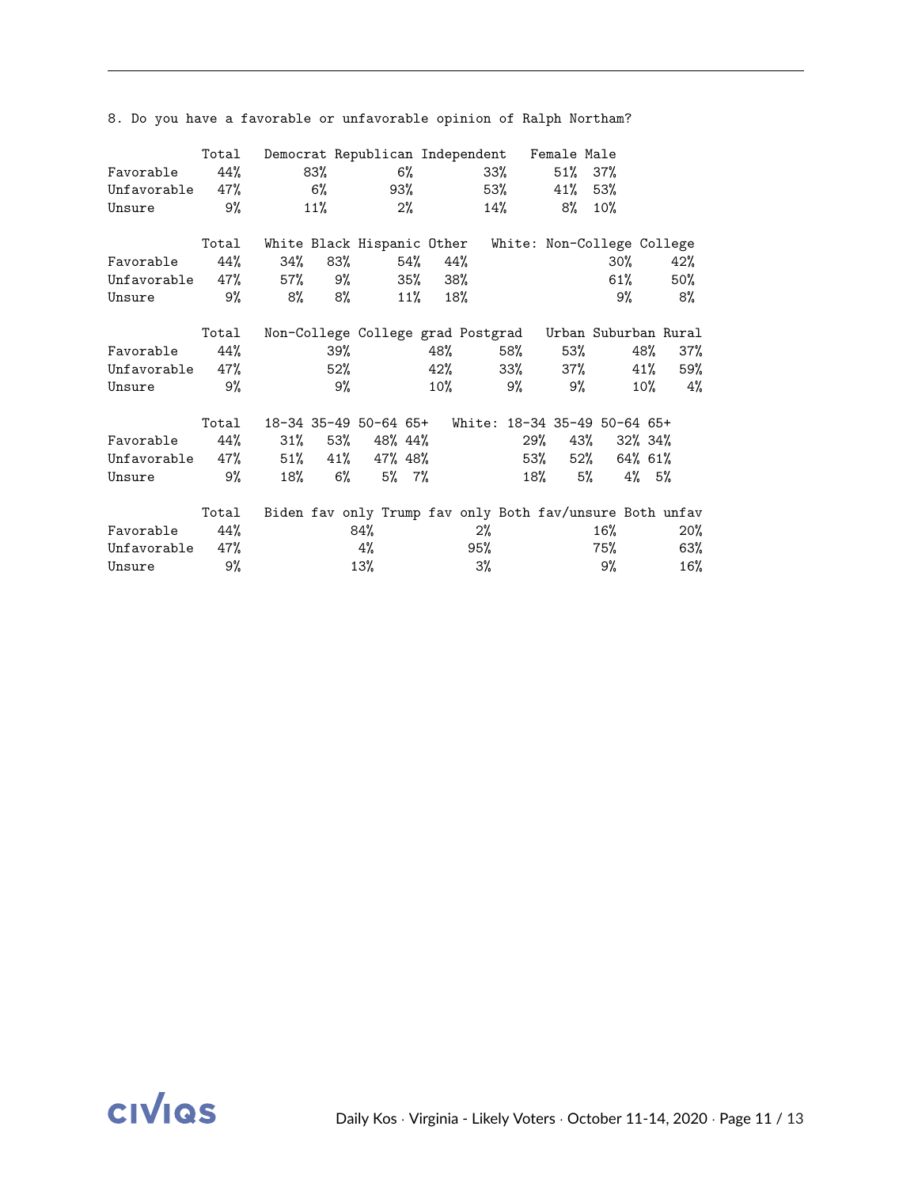8. Do you have a favorable or unfavorable opinion of Ralph Northam?

| | Total | Democrat | Republican | Independent | Female | Male |
|---|---|---|---|---|---|---|
| Favorable | 44% | 83% | 6% | 33% | 51% | 37% |
| Unfavorable | 47% | 6% | 93% | 53% | 41% | 53% |
| Unsure | 9% | 11% | 2% | 14% | 8% | 10% |

| | Total | White | Black | Hispanic | Other | White: Non-College | College |
|---|---|---|---|---|---|---|---|
| Favorable | 44% | 34% | 83% | 54% | 44% | 30% | 42% |
| Unfavorable | 47% | 57% | 9% | 35% | 38% | 61% | 50% |
| Unsure | 9% | 8% | 8% | 11% | 18% | 9% | 8% |

| | Total | Non-College | College grad | Postgrad | Urban | Suburban | Rural |
|---|---|---|---|---|---|---|---|
| Favorable | 44% | 39% | 48% | 58% | 53% | 48% | 37% |
| Unfavorable | 47% | 52% | 42% | 33% | 37% | 41% | 59% |
| Unsure | 9% | 9% | 10% | 9% | 9% | 10% | 4% |

| | Total | 18-34 | 35-49 | 50-64 | 65+ | White: 18-34 | 35-49 | 50-64 | 65+ |
|---|---|---|---|---|---|---|---|---|---|
| Favorable | 44% | 31% | 53% | 48% | 44% | 29% | 43% | 32% | 34% |
| Unfavorable | 47% | 51% | 41% | 47% | 48% | 53% | 52% | 64% | 61% |
| Unsure | 9% | 18% | 6% | 5% | 7% | 18% | 5% | 4% | 5% |

| | Total | Biden fav only | Trump fav only | Both fav/unsure | Both unfav |
|---|---|---|---|---|---|
| Favorable | 44% | 84% | 2% | 16% | 20% |
| Unfavorable | 47% | 4% | 95% | 75% | 63% |
| Unsure | 9% | 13% | 3% | 9% | 16% |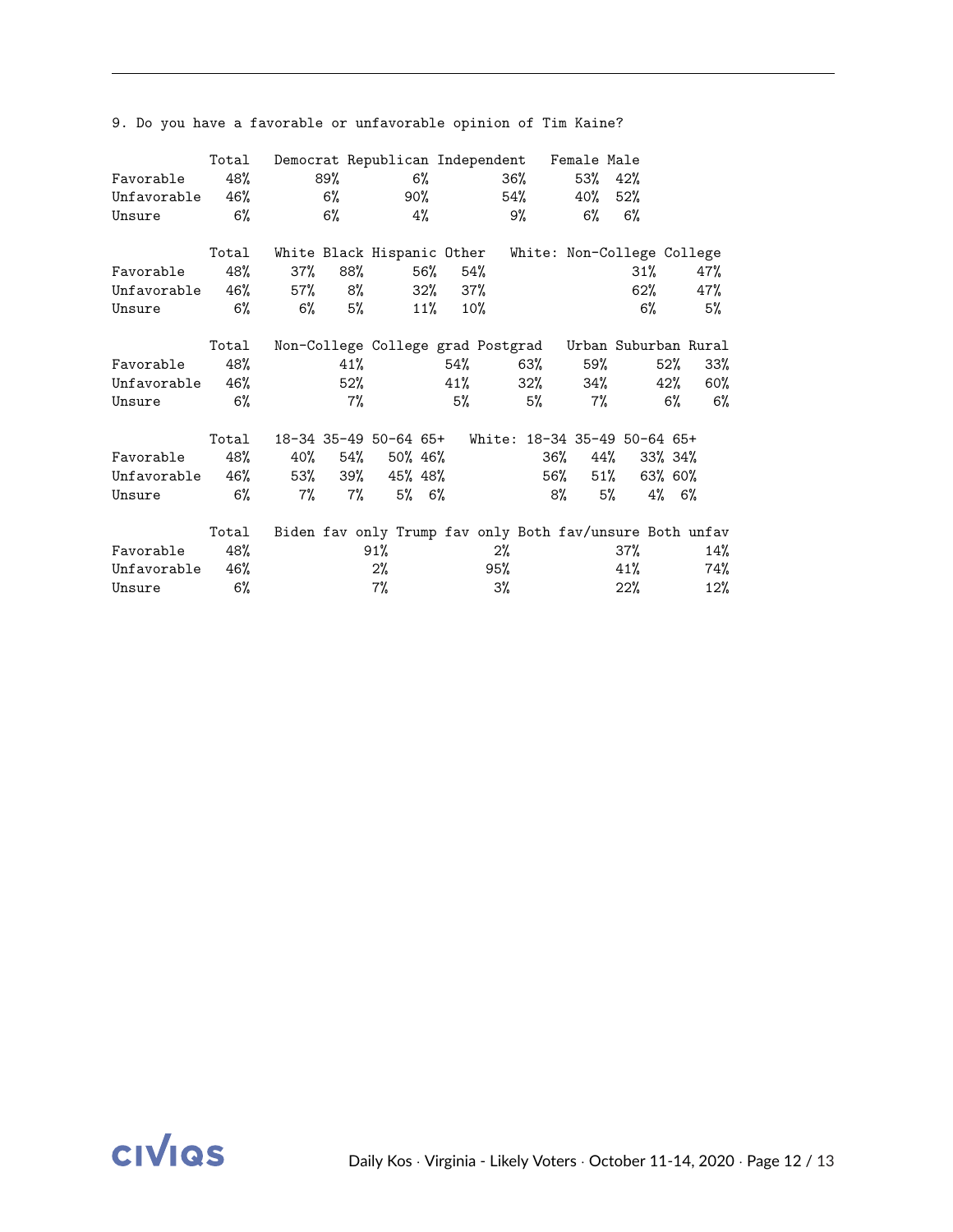9. Do you have a favorable or unfavorable opinion of Tim Kaine?

| | Total | Democrat | Republican | Independent | Female | Male |
|---|---|---|---|---|---|---|
| Favorable | 48% | 89% | 6% | 36% | 53% | 42% |
| Unfavorable | 46% | 6% | 90% | 54% | 40% | 52% |
| Unsure | 6% | 6% | 4% | 9% | 6% | 6% |

| | Total | White | Black | Hispanic | Other | White: Non-College | College |
|---|---|---|---|---|---|---|---|
| Favorable | 48% | 37% | 88% | 56% | 54% | 31% | 47% |
| Unfavorable | 46% | 57% | 8% | 32% | 37% | 62% | 47% |
| Unsure | 6% | 6% | 5% | 11% | 10% | 6% | 5% |

| | Total | Non-College | College grad | Postgrad | Urban | Suburban | Rural |
|---|---|---|---|---|---|---|---|
| Favorable | 48% | 41% | 54% | 63% | 59% | 52% | 33% |
| Unfavorable | 46% | 52% | 41% | 32% | 34% | 42% | 60% |
| Unsure | 6% | 7% | 5% | 5% | 7% | 6% | 6% |

| | Total | 18-34 | 35-49 | 50-64 | 65+ | White: 18-34 | 35-49 | 50-64 | 65+ |
|---|---|---|---|---|---|---|---|---|---|
| Favorable | 48% | 40% | 54% | 50% | 46% | 36% | 44% | 33% | 34% |
| Unfavorable | 46% | 53% | 39% | 45% | 48% | 56% | 51% | 63% | 60% |
| Unsure | 6% | 7% | 7% | 5% | 6% | 8% | 5% | 4% | 6% |

| | Total | Biden fav only | Trump fav only | Both fav/unsure | Both unfav |
|---|---|---|---|---|---|
| Favorable | 48% | 91% | 2% | 37% | 14% |
| Unfavorable | 46% | 2% | 95% | 41% | 74% |
| Unsure | 6% | 7% | 3% | 22% | 12% |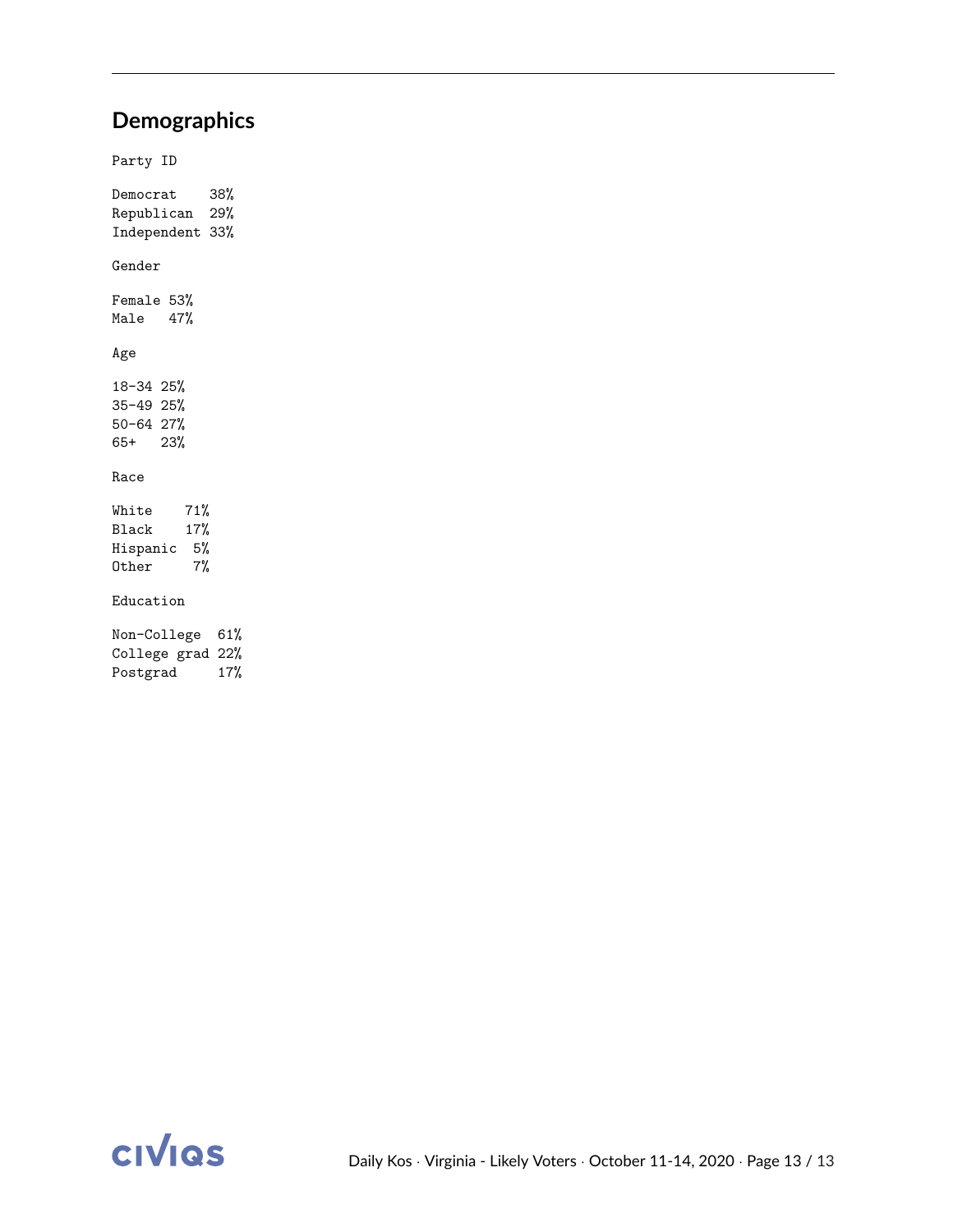## Demographics

Party ID

| | |
|---|---|
| Democrat | 38% |
| Republican | 29% |
| Independent | 33% |

Gender

| | |
|---|---|
| Female | 53% |
| Male | 47% |

Age

| | |
|---|---|
| 18-34 | 25% |
| 35-49 | 25% |
| 50-64 | 27% |
| 65+ | 23% |

Race

| | |
|---|---|
| White | 71% |
| Black | 17% |
| Hispanic | 5% |
| Other | 7% |

Education

| | |
|---|---|
| Non-College | 61% |
| College grad | 22% |
| Postgrad | 17% |